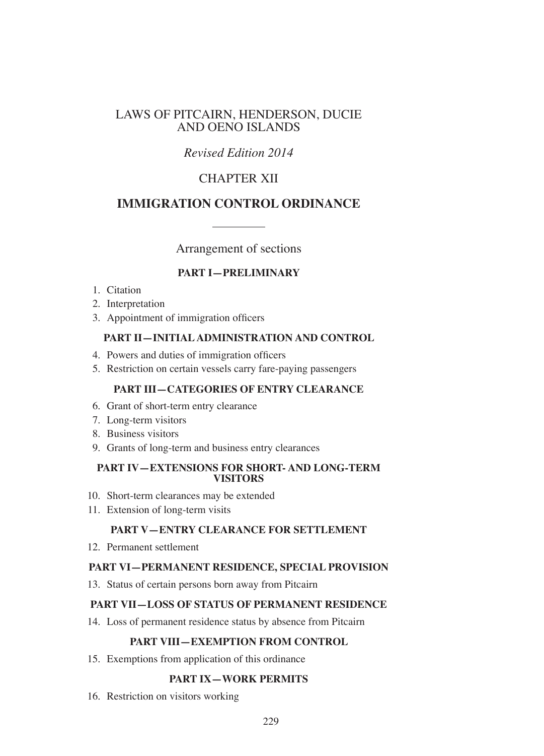# LAWS OF PITCAIRN, HENDERSON, DUCIE AND OENO ISLANDS

*Revised Edition 2014*

## CHAPTER XII

## IMMIGRATION CONTROL ORDINANCE

---

Arrangement of sections

### PART I—PRELIMINARY

1. Citation
2. Interpretation
3. Appointment of immigration officers

### PART II—INITIAL ADMINISTRATION AND CONTROL

4. Powers and duties of immigration officers
5. Restriction on certain vessels carry fare-paying passengers

### PART III—CATEGORIES OF ENTRY CLEARANCE

6. Grant of short-term entry clearance
7. Long-term visitors
8. Business visitors
9. Grants of long-term and business entry clearances

### PART IV—EXTENSIONS FOR SHORT- AND LONG-TERM VISITORS

10. Short-term clearances may be extended
11. Extension of long-term visits

### PART V—ENTRY CLEARANCE FOR SETTLEMENT

12. Permanent settlement

### PART VI—PERMANENT RESIDENCE, SPECIAL PROVISION

13. Status of certain persons born away from Pitcairn

### PART VII—LOSS OF STATUS OF PERMANENT RESIDENCE

14. Loss of permanent residence status by absence from Pitcairn

### PART VIII—EXEMPTION FROM CONTROL

15. Exemptions from application of this ordinance

### PART IX—WORK PERMITS

16. Restriction on visitors working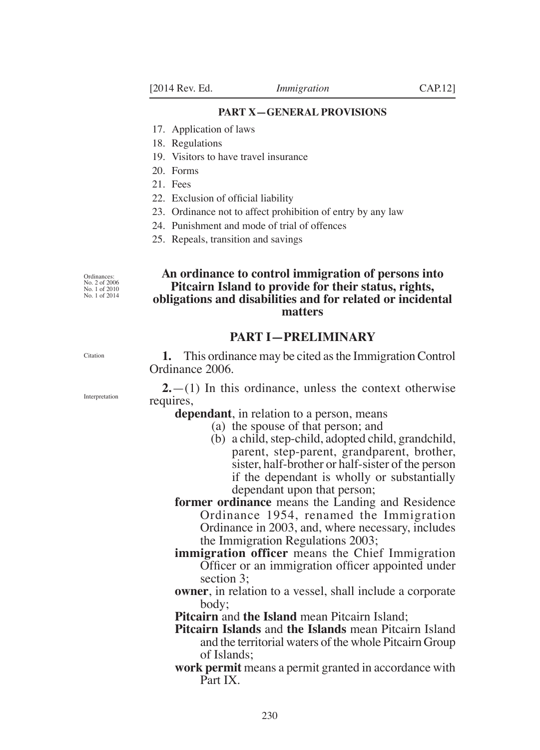**PART X—GENERAL PROVISIONS**

17. Application of laws
18. Regulations
19. Visitors to have travel insurance
20. Forms
21. Fees
22. Exclusion of official liability
23. Ordinance not to affect prohibition of entry by any law
24. Punishment and mode of trial of offences
25. Repeals, transition and savings

Ordinances:
No. 2 of 2006
No. 1 of 2010
No. 1 of 2014

**An ordinance to control immigration of persons into Pitcairn Island to provide for their status, rights, obligations and disabilities and for related or incidental matters**

## PART I—PRELIMINARY

Citation

**1.** This ordinance may be cited as the Immigration Control Ordinance 2006.

Interpretation

**2.**—(1) In this ordinance, unless the context otherwise requires,

**dependant**, in relation to a person, means

(a) the spouse of that person; and

(b) a child, step-child, adopted child, grandchild, parent, step-parent, grandparent, brother, sister, half-brother or half-sister of the person if the dependant is wholly or substantially dependant upon that person;

**former ordinance** means the Landing and Residence Ordinance 1954, renamed the Immigration Ordinance in 2003, and, where necessary, includes the Immigration Regulations 2003;

**immigration officer** means the Chief Immigration Officer or an immigration officer appointed under section 3;

**owner**, in relation to a vessel, shall include a corporate body;

**Pitcairn** and **the Island** mean Pitcairn Island;

**Pitcairn Islands** and **the Islands** mean Pitcairn Island and the territorial waters of the whole Pitcairn Group of Islands;

**work permit** means a permit granted in accordance with Part IX.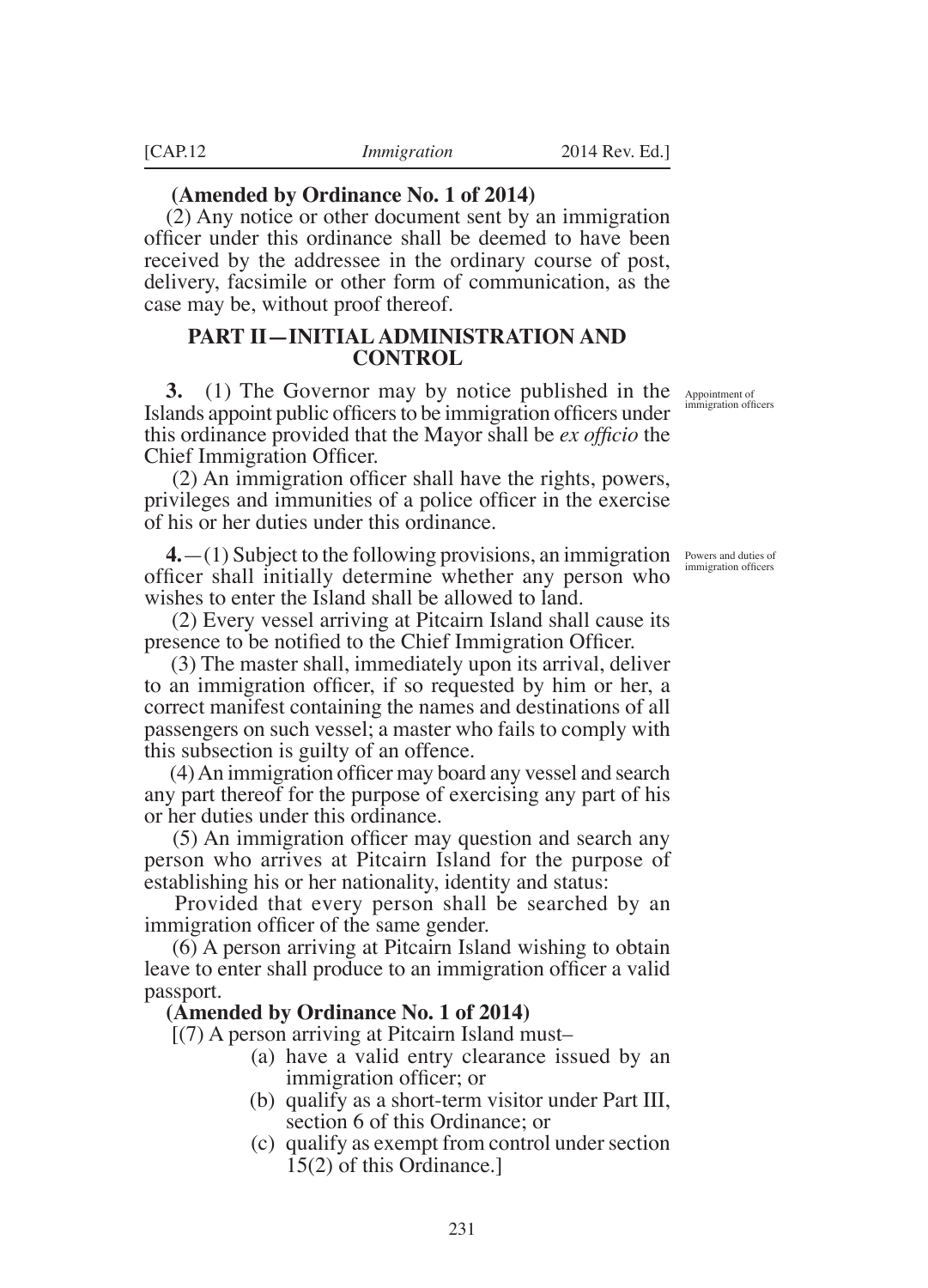**(Amended by Ordinance No. 1 of 2014)**

(2) Any notice or other document sent by an immigration officer under this ordinance shall be deemed to have been received by the addressee in the ordinary course of post, delivery, facsimile or other form of communication, as the case may be, without proof thereof.

## PART II—INITIAL ADMINISTRATION AND CONTROL

*Appointment of immigration officers*

**3.** (1) The Governor may by notice published in the Islands appoint public officers to be immigration officers under this ordinance provided that the Mayor shall be *ex officio* the Chief Immigration Officer.

(2) An immigration officer shall have the rights, powers, privileges and immunities of a police officer in the exercise of his or her duties under this ordinance.

*Powers and duties of immigration officers*

**4.**—(1) Subject to the following provisions, an immigration officer shall initially determine whether any person who wishes to enter the Island shall be allowed to land.

(2) Every vessel arriving at Pitcairn Island shall cause its presence to be notified to the Chief Immigration Officer.

(3) The master shall, immediately upon its arrival, deliver to an immigration officer, if so requested by him or her, a correct manifest containing the names and destinations of all passengers on such vessel; a master who fails to comply with this subsection is guilty of an offence.

(4) An immigration officer may board any vessel and search any part thereof for the purpose of exercising any part of his or her duties under this ordinance.

(5) An immigration officer may question and search any person who arrives at Pitcairn Island for the purpose of establishing his or her nationality, identity and status:

Provided that every person shall be searched by an immigration officer of the same gender.

(6) A person arriving at Pitcairn Island wishing to obtain leave to enter shall produce to an immigration officer a valid passport.

**(Amended by Ordinance No. 1 of 2014)**

[(7) A person arriving at Pitcairn Island must–

(a) have a valid entry clearance issued by an immigration officer; or

(b) qualify as a short-term visitor under Part III, section 6 of this Ordinance; or

(c) qualify as exempt from control under section 15(2) of this Ordinance.]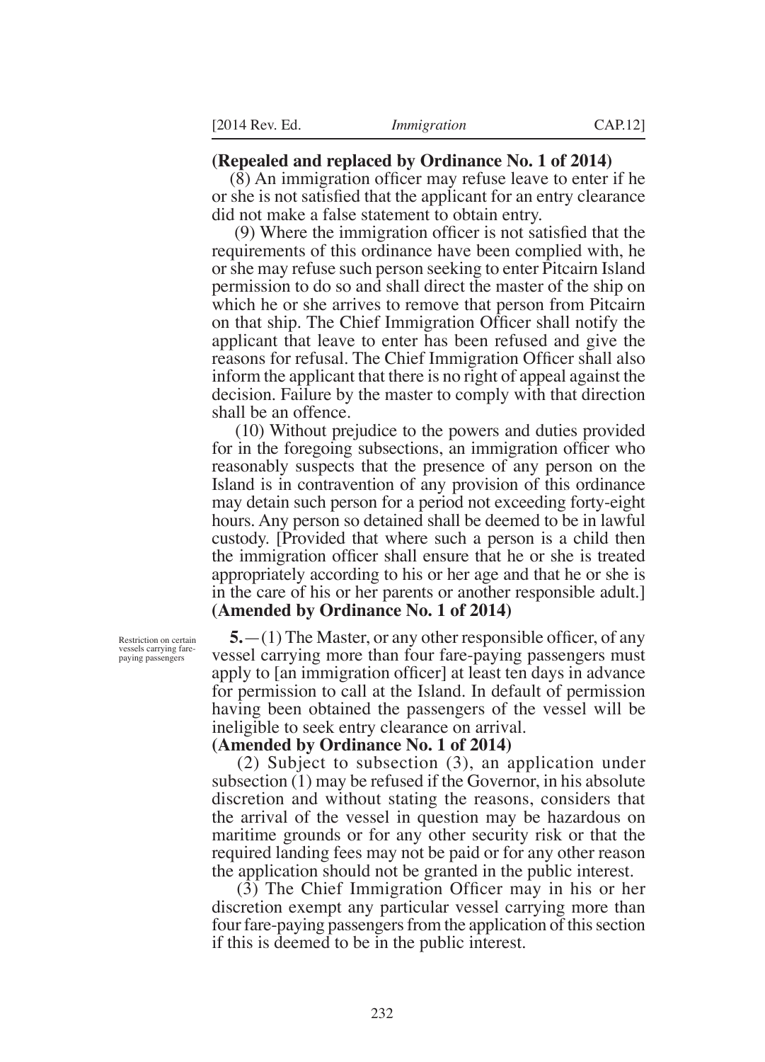**(Repealed and replaced by Ordinance No. 1 of 2014)**

(8) An immigration officer may refuse leave to enter if he or she is not satisfied that the applicant for an entry clearance did not make a false statement to obtain entry.

(9) Where the immigration officer is not satisfied that the requirements of this ordinance have been complied with, he or she may refuse such person seeking to enter Pitcairn Island permission to do so and shall direct the master of the ship on which he or she arrives to remove that person from Pitcairn on that ship. The Chief Immigration Officer shall notify the applicant that leave to enter has been refused and give the reasons for refusal. The Chief Immigration Officer shall also inform the applicant that there is no right of appeal against the decision. Failure by the master to comply with that direction shall be an offence.

(10) Without prejudice to the powers and duties provided for in the foregoing subsections, an immigration officer who reasonably suspects that the presence of any person on the Island is in contravention of any provision of this ordinance may detain such person for a period not exceeding forty-eight hours. Any person so detained shall be deemed to be in lawful custody. [Provided that where such a person is a child then the immigration officer shall ensure that he or she is treated appropriately according to his or her age and that he or she is in the care of his or her parents or another responsible adult.]
**(Amended by Ordinance No. 1 of 2014)**

Restriction on certain vessels carrying fare-paying passengers

**5.**—(1) The Master, or any other responsible officer, of any vessel carrying more than four fare-paying passengers must apply to [an immigration officer] at least ten days in advance for permission to call at the Island. In default of permission having been obtained the passengers of the vessel will be ineligible to seek entry clearance on arrival.
**(Amended by Ordinance No. 1 of 2014)**

(2) Subject to subsection (3), an application under subsection (1) may be refused if the Governor, in his absolute discretion and without stating the reasons, considers that the arrival of the vessel in question may be hazardous on maritime grounds or for any other security risk or that the required landing fees may not be paid or for any other reason the application should not be granted in the public interest.

(3) The Chief Immigration Officer may in his or her discretion exempt any particular vessel carrying more than four fare-paying passengers from the application of this section if this is deemed to be in the public interest.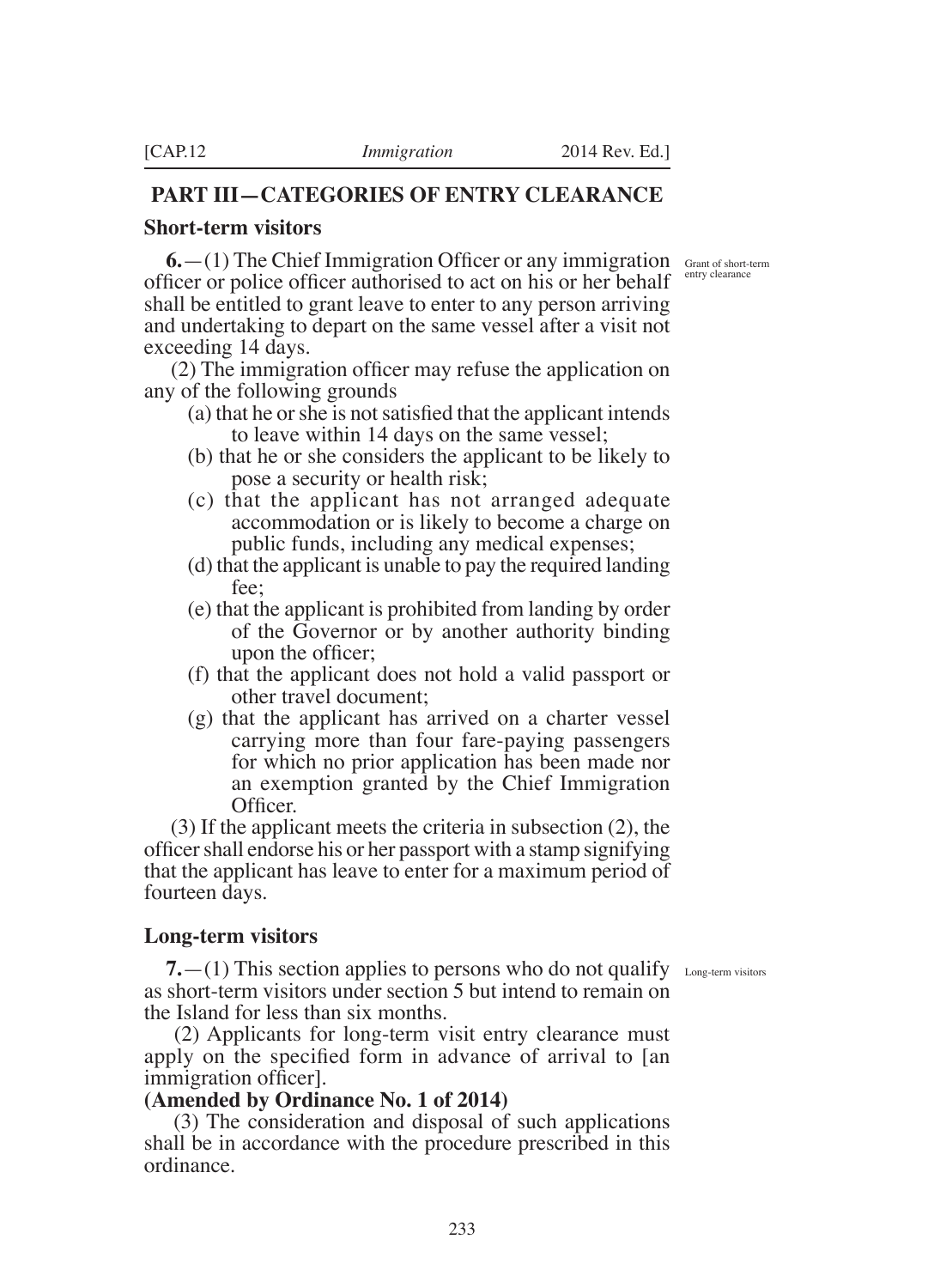## PART III—CATEGORIES OF ENTRY CLEARANCE

### Short-term visitors

Grant of short-term entry clearance

**6.**—(1) The Chief Immigration Officer or any immigration officer or police officer authorised to act on his or her behalf shall be entitled to grant leave to enter to any person arriving and undertaking to depart on the same vessel after a visit not exceeding 14 days.

(2) The immigration officer may refuse the application on any of the following grounds

- (a) that he or she is not satisfied that the applicant intends to leave within 14 days on the same vessel;
- (b) that he or she considers the applicant to be likely to pose a security or health risk;
- (c) that the applicant has not arranged adequate accommodation or is likely to become a charge on public funds, including any medical expenses;
- (d) that the applicant is unable to pay the required landing fee;
- (e) that the applicant is prohibited from landing by order of the Governor or by another authority binding upon the officer;
- (f) that the applicant does not hold a valid passport or other travel document;
- (g) that the applicant has arrived on a charter vessel carrying more than four fare-paying passengers for which no prior application has been made nor an exemption granted by the Chief Immigration Officer.

(3) If the applicant meets the criteria in subsection (2), the officer shall endorse his or her passport with a stamp signifying that the applicant has leave to enter for a maximum period of fourteen days.

### Long-term visitors

Long-term visitors

**7.**—(1) This section applies to persons who do not qualify as short-term visitors under section 5 but intend to remain on the Island for less than six months.

(2) Applicants for long-term visit entry clearance must apply on the specified form in advance of arrival to [an immigration officer].

**(Amended by Ordinance No. 1 of 2014)**

(3) The consideration and disposal of such applications shall be in accordance with the procedure prescribed in this ordinance.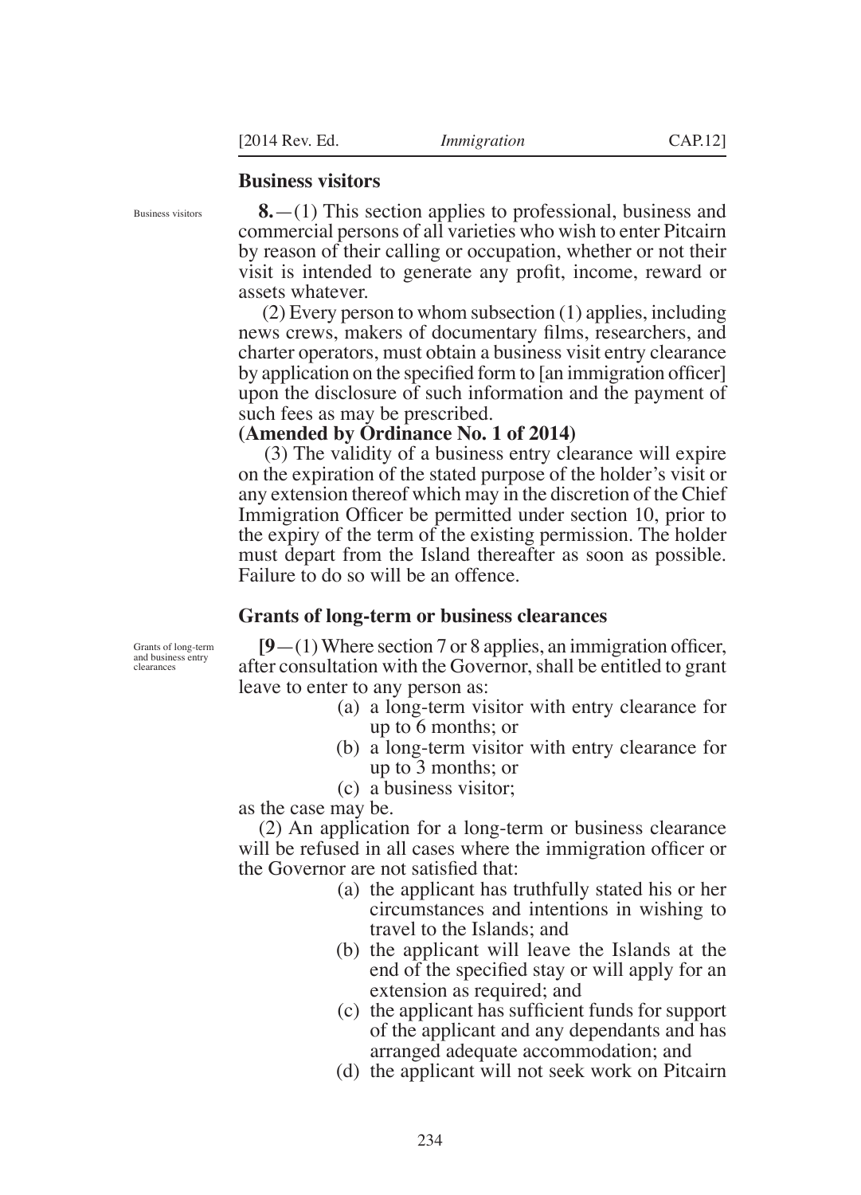## Business visitors

**8.**—(1) This section applies to professional, business and commercial persons of all varieties who wish to enter Pitcairn by reason of their calling or occupation, whether or not their visit is intended to generate any profit, income, reward or assets whatever.

(2) Every person to whom subsection (1) applies, including news crews, makers of documentary films, researchers, and charter operators, must obtain a business visit entry clearance by application on the specified form to [an immigration officer] upon the disclosure of such information and the payment of such fees as may be prescribed.

**(Amended by Ordinance No. 1 of 2014)**

(3) The validity of a business entry clearance will expire on the expiration of the stated purpose of the holder's visit or any extension thereof which may in the discretion of the Chief Immigration Officer be permitted under section 10, prior to the expiry of the term of the existing permission. The holder must depart from the Island thereafter as soon as possible. Failure to do so will be an offence.

## Grants of long-term or business clearances

**[9**—(1) Where section 7 or 8 applies, an immigration officer, after consultation with the Governor, shall be entitled to grant leave to enter to any person as:

- (a) a long-term visitor with entry clearance for up to 6 months; or
- (b) a long-term visitor with entry clearance for up to 3 months; or
- (c) a business visitor;

as the case may be.

(2) An application for a long-term or business clearance will be refused in all cases where the immigration officer or the Governor are not satisfied that:

- (a) the applicant has truthfully stated his or her circumstances and intentions in wishing to travel to the Islands; and
- (b) the applicant will leave the Islands at the end of the specified stay or will apply for an extension as required; and
- (c) the applicant has sufficient funds for support of the applicant and any dependants and has arranged adequate accommodation; and
- (d) the applicant will not seek work on Pitcairn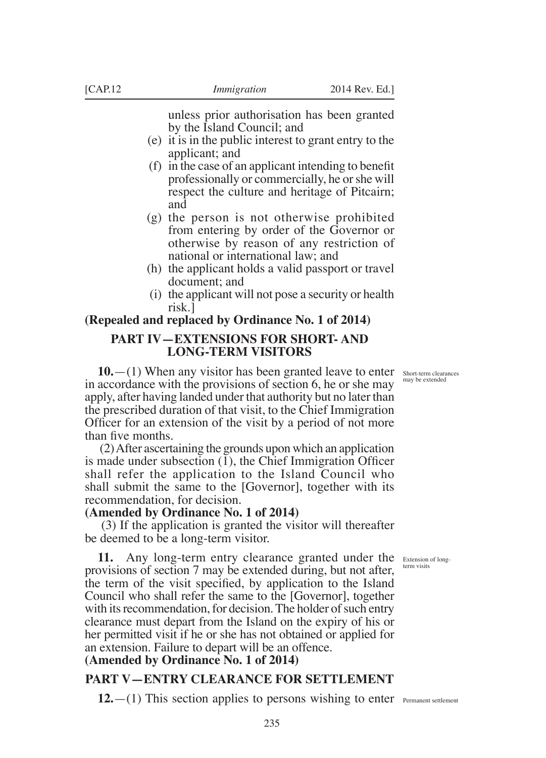unless prior authorisation has been granted by the Island Council; and

(e) it is in the public interest to grant entry to the applicant; and

(f) in the case of an applicant intending to benefit professionally or commercially, he or she will respect the culture and heritage of Pitcairn; and

(g) the person is not otherwise prohibited from entering by order of the Governor or otherwise by reason of any restriction of national or international law; and

(h) the applicant holds a valid passport or travel document; and

(i) the applicant will not pose a security or health risk.]

**(Repealed and replaced by Ordinance No. 1 of 2014)**

## PART IV—EXTENSIONS FOR SHORT- AND LONG-TERM VISITORS

*Short-term clearances may be extended*

**10.**—(1) When any visitor has been granted leave to enter in accordance with the provisions of section 6, he or she may apply, after having landed under that authority but no later than the prescribed duration of that visit, to the Chief Immigration Officer for an extension of the visit by a period of not more than five months.

(2) After ascertaining the grounds upon which an application is made under subsection (1), the Chief Immigration Officer shall refer the application to the Island Council who shall submit the same to the [Governor], together with its recommendation, for decision.

**(Amended by Ordinance No. 1 of 2014)**

(3) If the application is granted the visitor will thereafter be deemed to be a long-term visitor.

*Extension of long-term visits*

**11.** Any long-term entry clearance granted under the provisions of section 7 may be extended during, but not after, the term of the visit specified, by application to the Island Council who shall refer the same to the [Governor], together with its recommendation, for decision. The holder of such entry clearance must depart from the Island on the expiry of his or her permitted visit if he or she has not obtained or applied for an extension. Failure to depart will be an offence.

**(Amended by Ordinance No. 1 of 2014)**

## PART V—ENTRY CLEARANCE FOR SETTLEMENT

*Permanent settlement*

**12.**—(1) This section applies to persons wishing to enter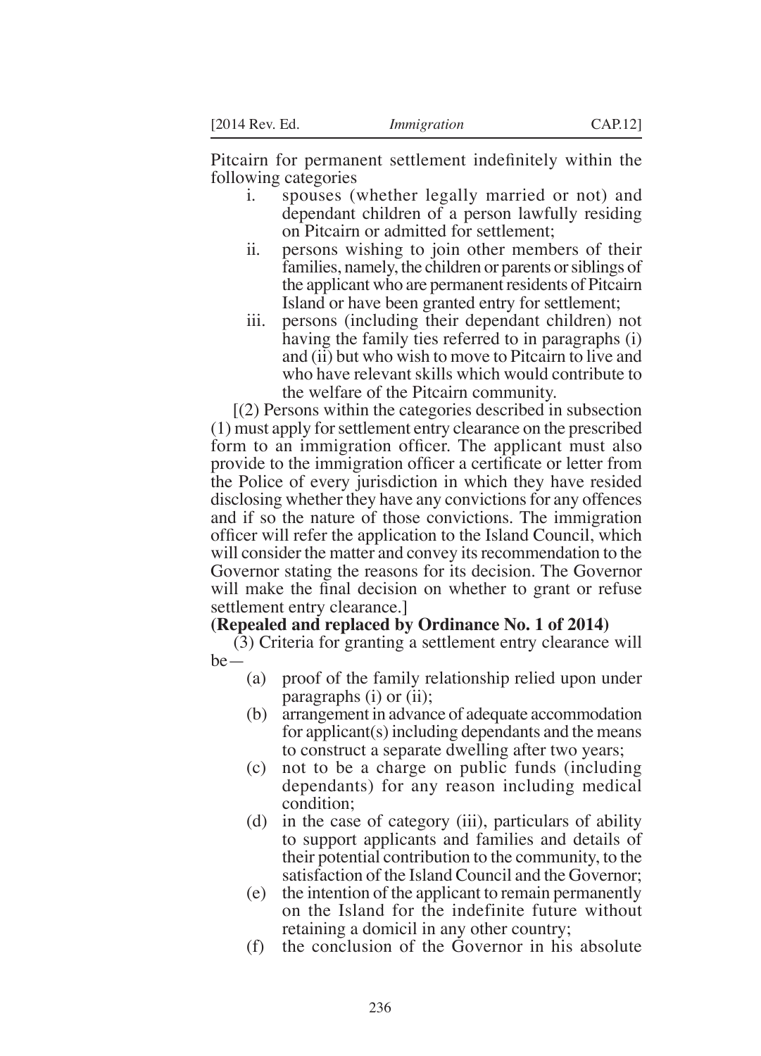Pitcairn for permanent settlement indefinitely within the following categories

i. spouses (whether legally married or not) and dependant children of a person lawfully residing on Pitcairn or admitted for settlement;

ii. persons wishing to join other members of their families, namely, the children or parents or siblings of the applicant who are permanent residents of Pitcairn Island or have been granted entry for settlement;

iii. persons (including their dependant children) not having the family ties referred to in paragraphs (i) and (ii) but who wish to move to Pitcairn to live and who have relevant skills which would contribute to the welfare of the Pitcairn community.

[(2) Persons within the categories described in subsection (1) must apply for settlement entry clearance on the prescribed form to an immigration officer. The applicant must also provide to the immigration officer a certificate or letter from the Police of every jurisdiction in which they have resided disclosing whether they have any convictions for any offences and if so the nature of those convictions. The immigration officer will refer the application to the Island Council, which will consider the matter and convey its recommendation to the Governor stating the reasons for its decision. The Governor will make the final decision on whether to grant or refuse settlement entry clearance.]

**(Repealed and replaced by Ordinance No. 1 of 2014)**

(3) Criteria for granting a settlement entry clearance will be—

(a) proof of the family relationship relied upon under paragraphs (i) or (ii);

(b) arrangement in advance of adequate accommodation for applicant(s) including dependants and the means to construct a separate dwelling after two years;

(c) not to be a charge on public funds (including dependants) for any reason including medical condition;

(d) in the case of category (iii), particulars of ability to support applicants and families and details of their potential contribution to the community, to the satisfaction of the Island Council and the Governor;

(e) the intention of the applicant to remain permanently on the Island for the indefinite future without retaining a domicil in any other country;

(f) the conclusion of the Governor in his absolute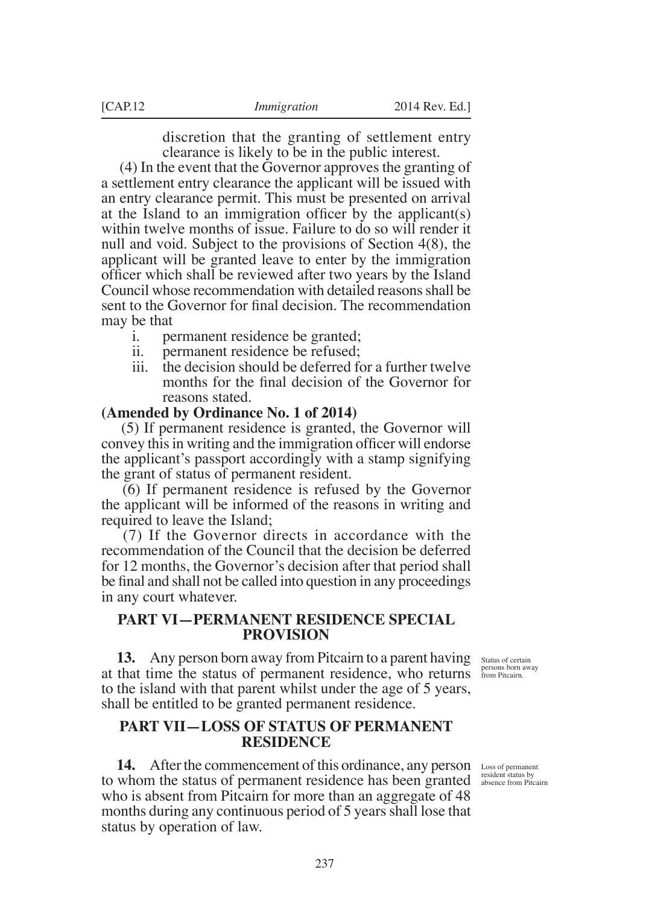discretion that the granting of settlement entry clearance is likely to be in the public interest.

(4) In the event that the Governor approves the granting of a settlement entry clearance the applicant will be issued with an entry clearance permit. This must be presented on arrival at the Island to an immigration officer by the applicant(s) within twelve months of issue. Failure to do so will render it null and void. Subject to the provisions of Section 4(8), the applicant will be granted leave to enter by the immigration officer which shall be reviewed after two years by the Island Council whose recommendation with detailed reasons shall be sent to the Governor for final decision. The recommendation may be that

i. permanent residence be granted;
ii. permanent residence be refused;
iii. the decision should be deferred for a further twelve months for the final decision of the Governor for reasons stated.

**(Amended by Ordinance No. 1 of 2014)**

(5) If permanent residence is granted, the Governor will convey this in writing and the immigration officer will endorse the applicant's passport accordingly with a stamp signifying the grant of status of permanent resident.

(6) If permanent residence is refused by the Governor the applicant will be informed of the reasons in writing and required to leave the Island;

(7) If the Governor directs in accordance with the recommendation of the Council that the decision be deferred for 12 months, the Governor's decision after that period shall be final and shall not be called into question in any proceedings in any court whatever.

## PART VI—PERMANENT RESIDENCE SPECIAL PROVISION

*Status of certain persons born away from Pitcairn.*

**13.** Any person born away from Pitcairn to a parent having at that time the status of permanent residence, who returns to the island with that parent whilst under the age of 5 years, shall be entitled to be granted permanent residence.

## PART VII—LOSS OF STATUS OF PERMANENT RESIDENCE

*Loss of permanent resident status by absence from Pitcairn*

**14.** After the commencement of this ordinance, any person to whom the status of permanent residence has been granted who is absent from Pitcairn for more than an aggregate of 48 months during any continuous period of 5 years shall lose that status by operation of law.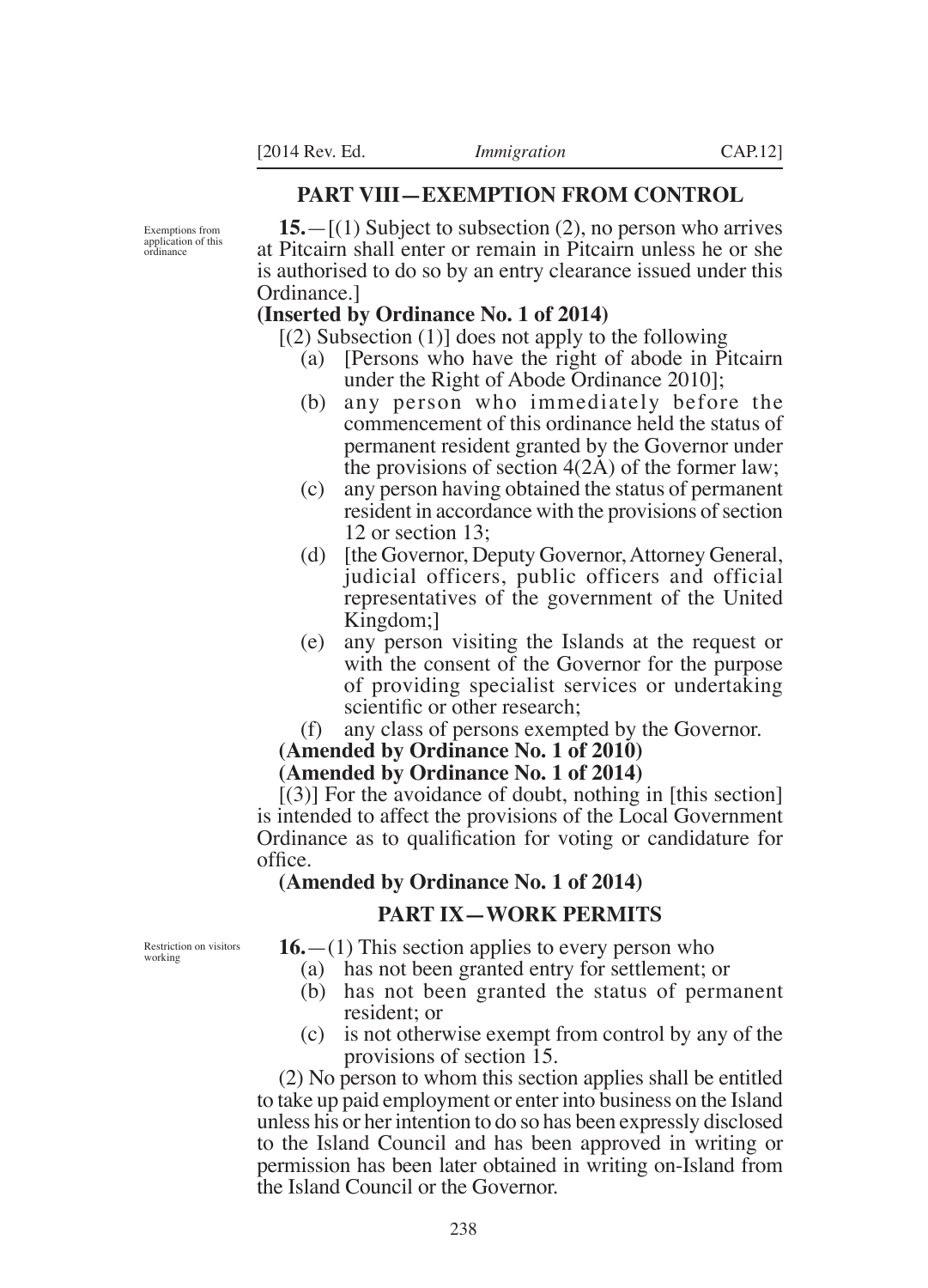## PART VIII—EXEMPTION FROM CONTROL

Exemptions from application of this ordinance

**15.**—[(1) Subject to subsection (2), no person who arrives at Pitcairn shall enter or remain in Pitcairn unless he or she is authorised to do so by an entry clearance issued under this Ordinance.]

**(Inserted by Ordinance No. 1 of 2014)**

[(2) Subsection (1)] does not apply to the following

(a) [Persons who have the right of abode in Pitcairn under the Right of Abode Ordinance 2010];

(b) any person who immediately before the commencement of this ordinance held the status of permanent resident granted by the Governor under the provisions of section 4(2A) of the former law;

(c) any person having obtained the status of permanent resident in accordance with the provisions of section 12 or section 13;

(d) [the Governor, Deputy Governor, Attorney General, judicial officers, public officers and official representatives of the government of the United Kingdom;]

(e) any person visiting the Islands at the request or with the consent of the Governor for the purpose of providing specialist services or undertaking scientific or other research;

(f) any class of persons exempted by the Governor.

**(Amended by Ordinance No. 1 of 2010)**

**(Amended by Ordinance No. 1 of 2014)**

[(3)] For the avoidance of doubt, nothing in [this section] is intended to affect the provisions of the Local Government Ordinance as to qualification for voting or candidature for office.

**(Amended by Ordinance No. 1 of 2014)**

## PART IX—WORK PERMITS

Restriction on visitors working

**16.**—(1) This section applies to every person who

(a) has not been granted entry for settlement; or

(b) has not been granted the status of permanent resident; or

(c) is not otherwise exempt from control by any of the provisions of section 15.

(2) No person to whom this section applies shall be entitled to take up paid employment or enter into business on the Island unless his or her intention to do so has been expressly disclosed to the Island Council and has been approved in writing or permission has been later obtained in writing on-Island from the Island Council or the Governor.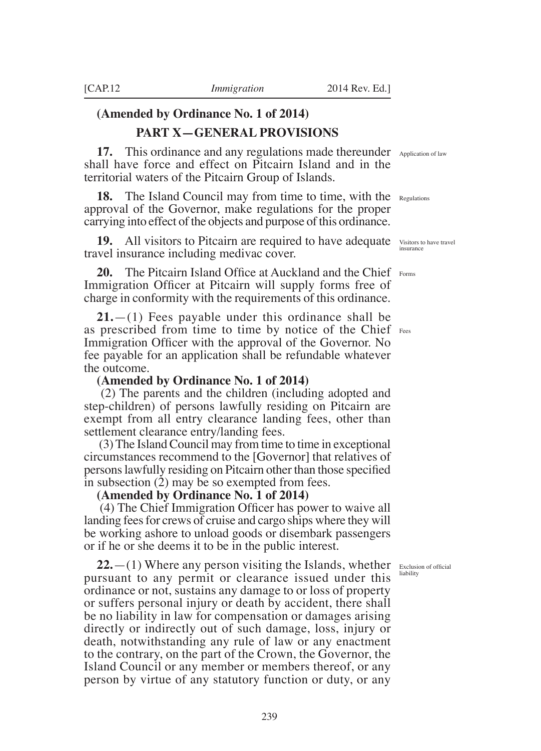**(Amended by Ordinance No. 1 of 2014)**

## PART X—GENERAL PROVISIONS

**17.** This ordinance and any regulations made thereunder shall have force and effect on Pitcairn Island and in the territorial waters of the Pitcairn Group of Islands.

Application of law

**18.** The Island Council may from time to time, with the approval of the Governor, make regulations for the proper carrying into effect of the objects and purpose of this ordinance.

Regulations

**19.** All visitors to Pitcairn are required to have adequate travel insurance including medivac cover.

Visitors to have travel insurance

**20.** The Pitcairn Island Office at Auckland and the Chief Immigration Officer at Pitcairn will supply forms free of charge in conformity with the requirements of this ordinance.

Forms

**21.**—(1) Fees payable under this ordinance shall be as prescribed from time to time by notice of the Chief Immigration Officer with the approval of the Governor. No fee payable for an application shall be refundable whatever the outcome.

Fees

**(Amended by Ordinance No. 1 of 2014)**

(2) The parents and the children (including adopted and step-children) of persons lawfully residing on Pitcairn are exempt from all entry clearance landing fees, other than settlement clearance entry/landing fees.

(3) The Island Council may from time to time in exceptional circumstances recommend to the [Governor] that relatives of persons lawfully residing on Pitcairn other than those specified in subsection (2) may be so exempted from fees.

**(Amended by Ordinance No. 1 of 2014)**

(4) The Chief Immigration Officer has power to waive all landing fees for crews of cruise and cargo ships where they will be working ashore to unload goods or disembark passengers or if he or she deems it to be in the public interest.

**22.**—(1) Where any person visiting the Islands, whether pursuant to any permit or clearance issued under this ordinance or not, sustains any damage to or loss of property or suffers personal injury or death by accident, there shall be no liability in law for compensation or damages arising directly or indirectly out of such damage, loss, injury or death, notwithstanding any rule of law or any enactment to the contrary, on the part of the Crown, the Governor, the Island Council or any member or members thereof, or any person by virtue of any statutory function or duty, or any

Exclusion of official liability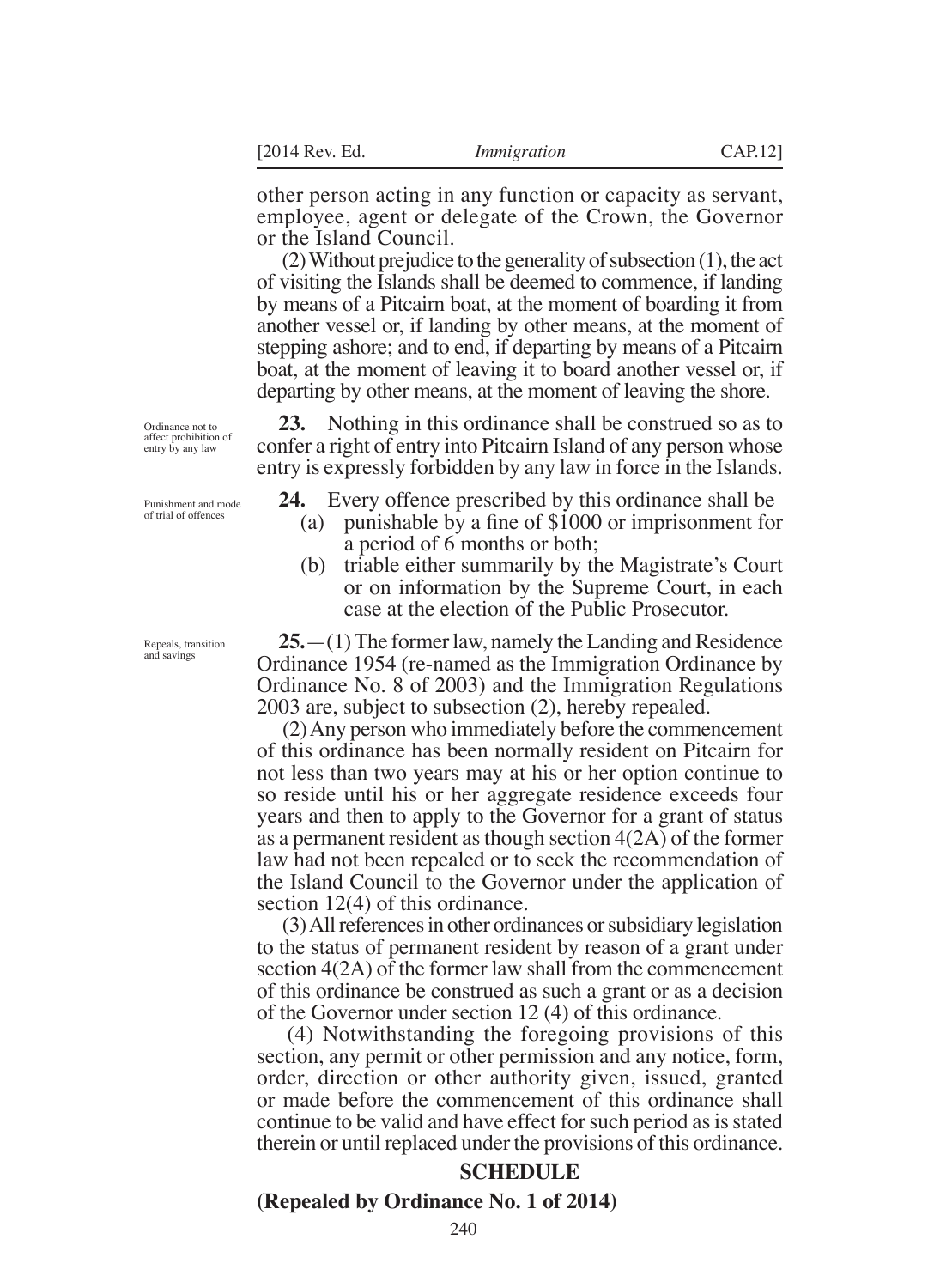other person acting in any function or capacity as servant, employee, agent or delegate of the Crown, the Governor or the Island Council.

(2) Without prejudice to the generality of subsection (1), the act of visiting the Islands shall be deemed to commence, if landing by means of a Pitcairn boat, at the moment of boarding it from another vessel or, if landing by other means, at the moment of stepping ashore; and to end, if departing by means of a Pitcairn boat, at the moment of leaving it to board another vessel or, if departing by other means, at the moment of leaving the shore.

Ordinance not to affect prohibition of entry by any law

**23.** Nothing in this ordinance shall be construed so as to confer a right of entry into Pitcairn Island of any person whose entry is expressly forbidden by any law in force in the Islands.

Punishment and mode of trial of offences

**24.** Every offence prescribed by this ordinance shall be

(a) punishable by a fine of $1000 or imprisonment for a period of 6 months or both;

(b) triable either summarily by the Magistrate's Court or on information by the Supreme Court, in each case at the election of the Public Prosecutor.

Repeals, transition and savings

**25.**—(1) The former law, namely the Landing and Residence Ordinance 1954 (re-named as the Immigration Ordinance by Ordinance No. 8 of 2003) and the Immigration Regulations 2003 are, subject to subsection (2), hereby repealed.

(2) Any person who immediately before the commencement of this ordinance has been normally resident on Pitcairn for not less than two years may at his or her option continue to so reside until his or her aggregate residence exceeds four years and then to apply to the Governor for a grant of status as a permanent resident as though section 4(2A) of the former law had not been repealed or to seek the recommendation of the Island Council to the Governor under the application of section 12(4) of this ordinance.

(3) All references in other ordinances or subsidiary legislation to the status of permanent resident by reason of a grant under section 4(2A) of the former law shall from the commencement of this ordinance be construed as such a grant or as a decision of the Governor under section 12 (4) of this ordinance.

(4) Notwithstanding the foregoing provisions of this section, any permit or other permission and any notice, form, order, direction or other authority given, issued, granted or made before the commencement of this ordinance shall continue to be valid and have effect for such period as is stated therein or until replaced under the provisions of this ordinance.

## SCHEDULE

**(Repealed by Ordinance No. 1 of 2014)**